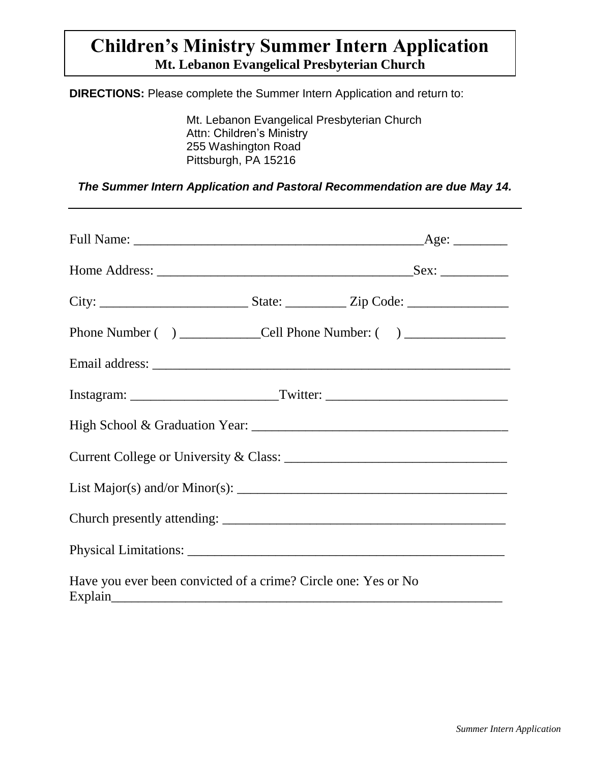# Children's Ministry Summer Intern Application

**Mt. Lebanon Evangelical Presbyterian Church**

**DIRECTIONS:** Please complete the Summer Intern Application and return to:

Mt. Lebanon Evangelical Presbyterian Church
Attn: Children's Ministry
255 Washington Road
Pittsburgh, PA 15216

***The Summer Intern Application and Pastoral Recommendation are due May 14.***

---

Full Name: ___________________________________________Age: ________

Home Address: ______________________________________Sex: __________

City: ______________________ State: _________ Zip Code: _______________

Phone Number ( ) ____________Cell Phone Number: ( ) _______________

Email address: ________________________________________________________

Instagram: ______________________Twitter: ___________________________

High School & Graduation Year: _____________________________________

Current College or University & Class: _________________________________

List Major(s) and/or Minor(s): _______________________________________

Church presently attending: __________________________________________

Physical Limitations: _______________________________________________

Have you ever been convicted of a crime? Circle one: Yes or No
Explain___________________________________________________________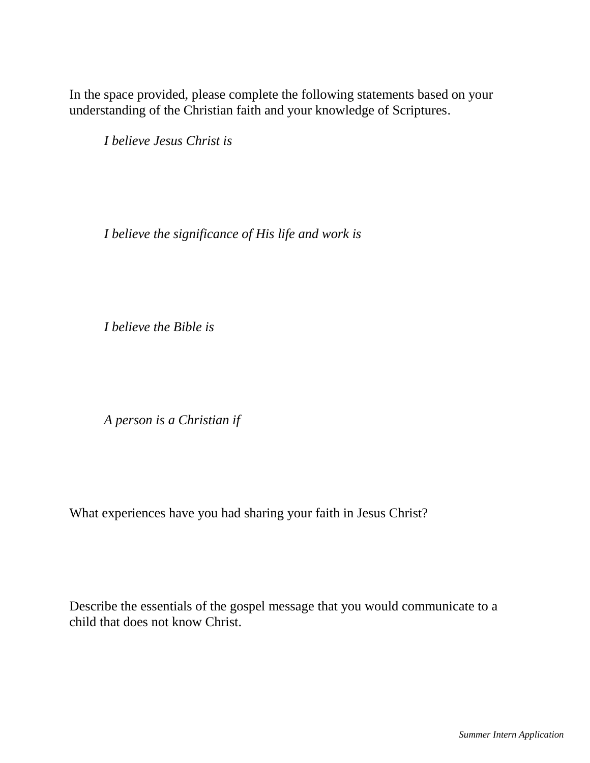In the space provided, please complete the following statements based on your understanding of the Christian faith and your knowledge of Scriptures.

*I believe Jesus Christ is*

*I believe the significance of His life and work is*

*I believe the Bible is*

*A person is a Christian if*

What experiences have you had sharing your faith in Jesus Christ?

Describe the essentials of the gospel message that you would communicate to a child that does not know Christ.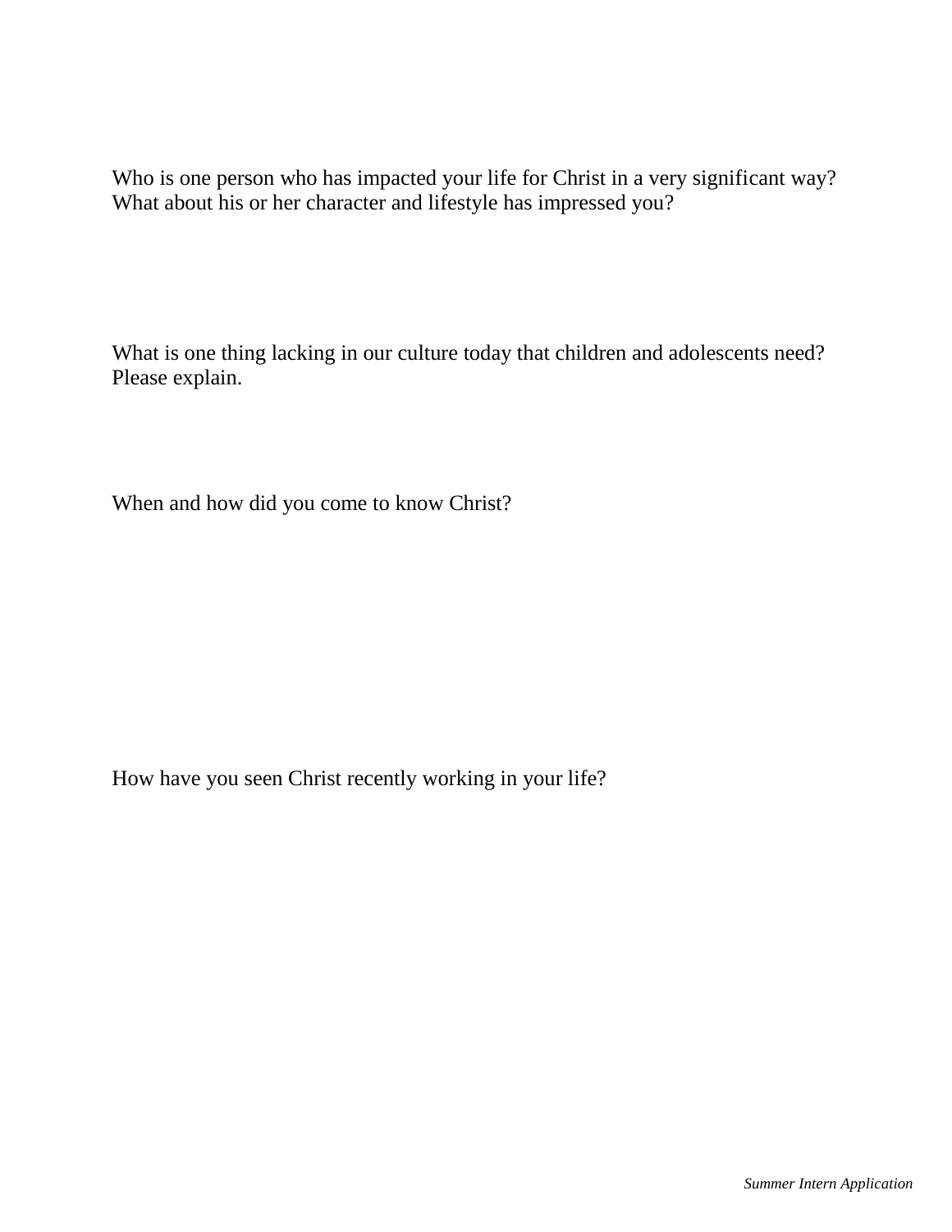Who is one person who has impacted your life for Christ in a very significant way? What about his or her character and lifestyle has impressed you?

What is one thing lacking in our culture today that children and adolescents need? Please explain.

When and how did you come to know Christ?

How have you seen Christ recently working in your life?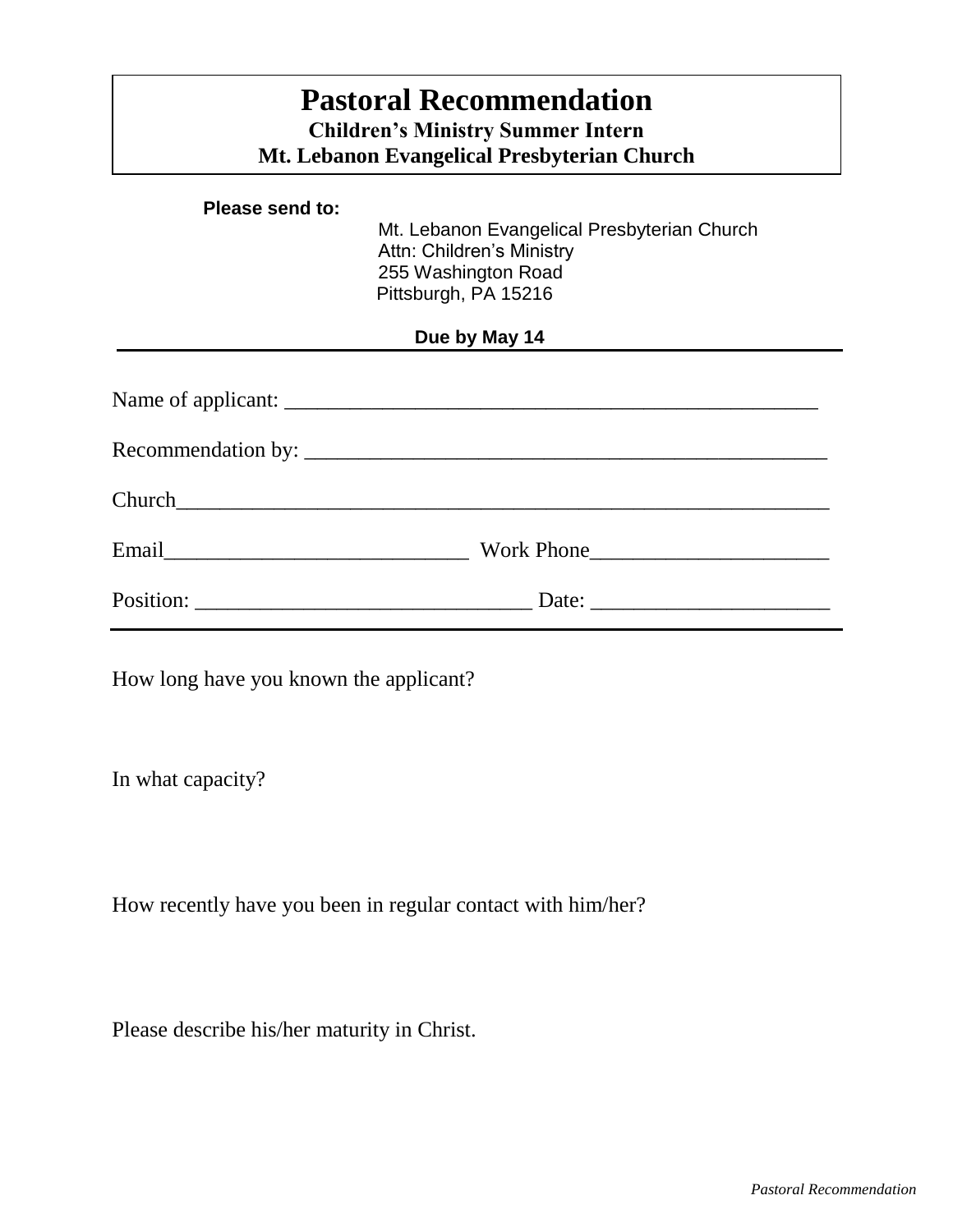# Pastoral Recommendation

**Children's Ministry Summer Intern**
**Mt. Lebanon Evangelical Presbyterian Church**

**Please send to:**

Mt. Lebanon Evangelical Presbyterian Church
Attn: Children's Ministry
255 Washington Road
Pittsburgh, PA 15216

**Due by May 14**

Name of applicant: ___________________________________________________

Recommendation by: __________________________________________________

Church______________________________________________________________

Email_____________________________ Work Phone______________________

Position: _______________________________ Date: ______________________

How long have you known the applicant?

In what capacity?

How recently have you been in regular contact with him/her?

Please describe his/her maturity in Christ.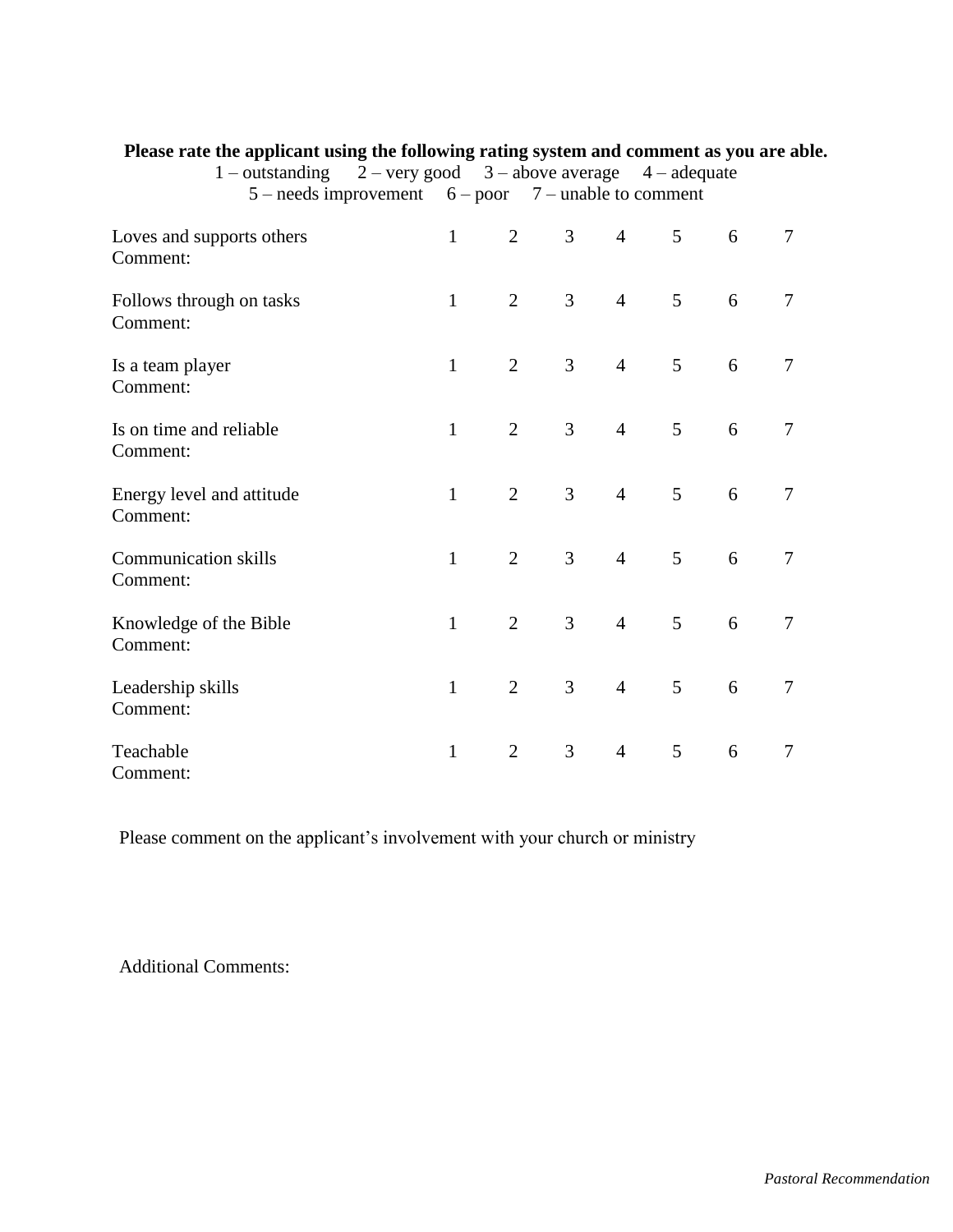**Please rate the applicant using the following rating system and comment as you are able.**

1 – outstanding  2 – very good  3 – above average  4 – adequate
5 – needs improvement  6 – poor  7 – unable to comment

| | | | | | | | |
|---|---|---|---|---|---|---|---|
| Loves and supports others<br>Comment: | 1 | 2 | 3 | 4 | 5 | 6 | 7 |
| Follows through on tasks<br>Comment: | 1 | 2 | 3 | 4 | 5 | 6 | 7 |
| Is a team player<br>Comment: | 1 | 2 | 3 | 4 | 5 | 6 | 7 |
| Is on time and reliable<br>Comment: | 1 | 2 | 3 | 4 | 5 | 6 | 7 |
| Energy level and attitude<br>Comment: | 1 | 2 | 3 | 4 | 5 | 6 | 7 |
| Communication skills<br>Comment: | 1 | 2 | 3 | 4 | 5 | 6 | 7 |
| Knowledge of the Bible<br>Comment: | 1 | 2 | 3 | 4 | 5 | 6 | 7 |
| Leadership skills<br>Comment: | 1 | 2 | 3 | 4 | 5 | 6 | 7 |
| Teachable<br>Comment: | 1 | 2 | 3 | 4 | 5 | 6 | 7 |

Please comment on the applicant's involvement with your church or ministry

Additional Comments:

*Pastoral Recommendation*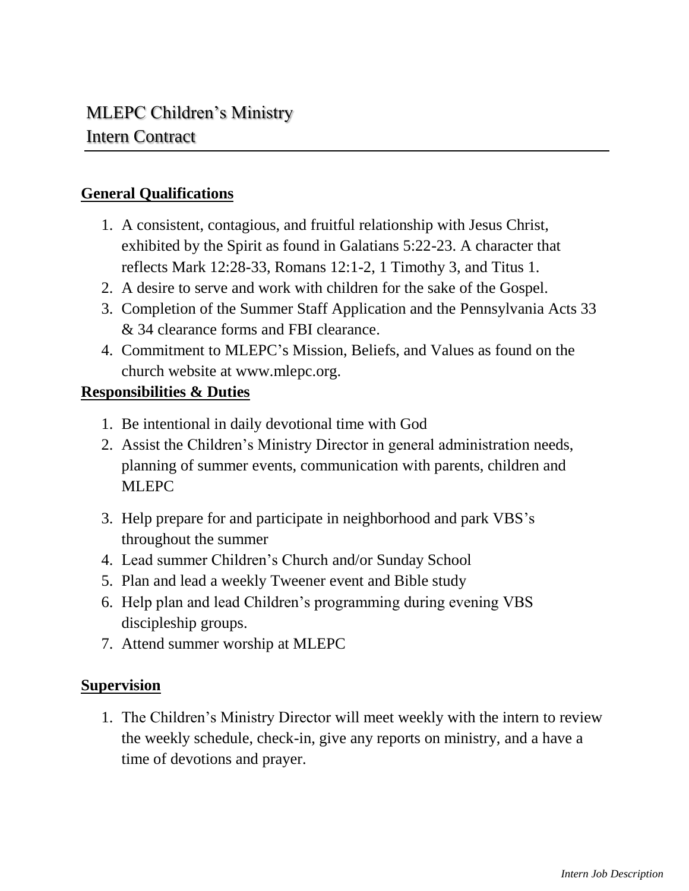# MLEPC Children's Ministry
# Intern Contract

**General Qualifications**

1. A consistent, contagious, and fruitful relationship with Jesus Christ, exhibited by the Spirit as found in Galatians 5:22-23. A character that reflects Mark 12:28-33, Romans 12:1-2, 1 Timothy 3, and Titus 1.
2. A desire to serve and work with children for the sake of the Gospel.
3. Completion of the Summer Staff Application and the Pennsylvania Acts 33 & 34 clearance forms and FBI clearance.
4. Commitment to MLEPC's Mission, Beliefs, and Values as found on the church website at www.mlepc.org.

**Responsibilities & Duties**

1. Be intentional in daily devotional time with God
2. Assist the Children's Ministry Director in general administration needs, planning of summer events, communication with parents, children and MLEPC
3. Help prepare for and participate in neighborhood and park VBS's throughout the summer
4. Lead summer Children's Church and/or Sunday School
5. Plan and lead a weekly Tweener event and Bible study
6. Help plan and lead Children's programming during evening VBS discipleship groups.
7. Attend summer worship at MLEPC

**Supervision**

1. The Children's Ministry Director will meet weekly with the intern to review the weekly schedule, check-in, give any reports on ministry, and a have a time of devotions and prayer.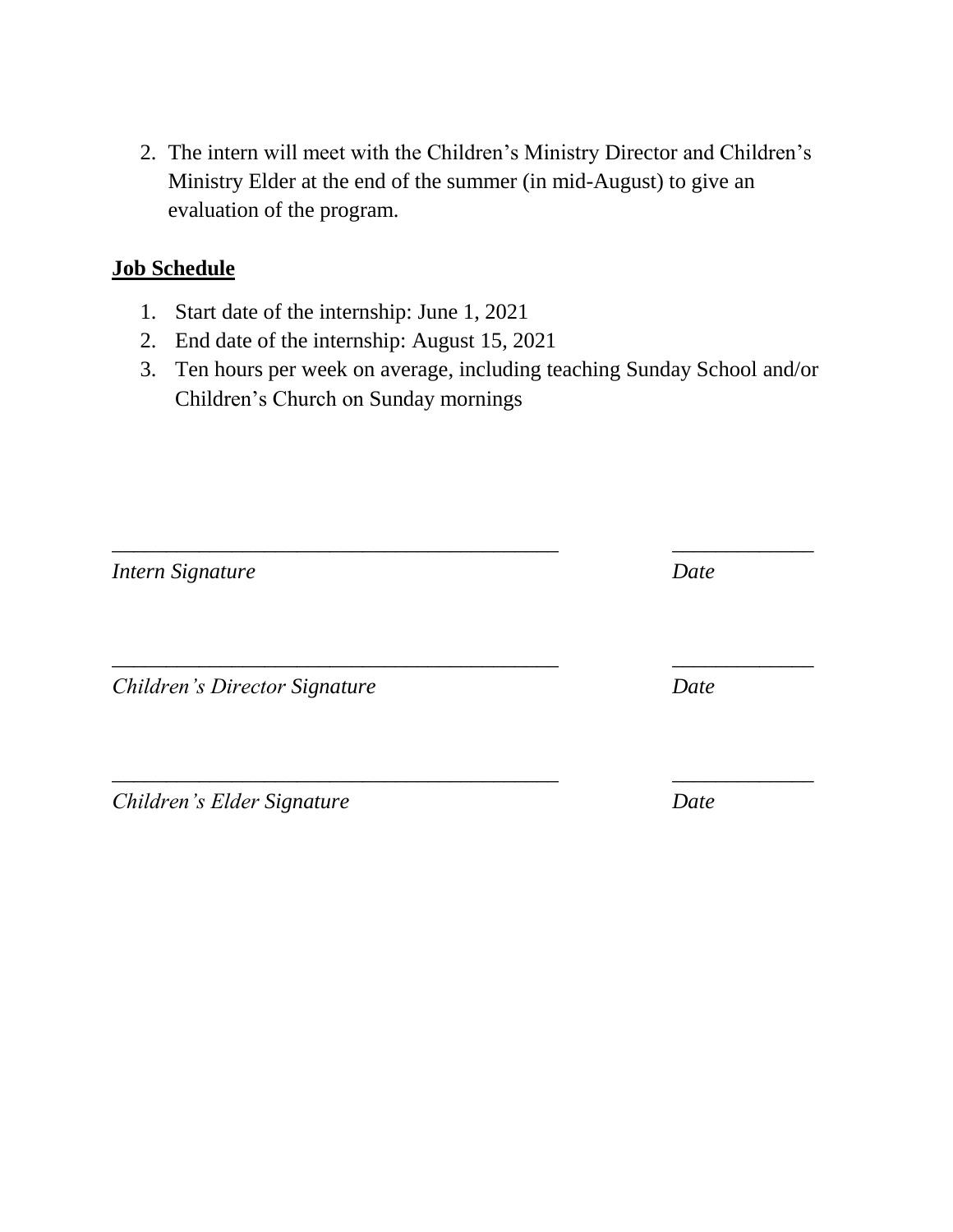2. The intern will meet with the Children's Ministry Director and Children's Ministry Elder at the end of the summer (in mid-August) to give an evaluation of the program.

**Job Schedule**

1. Start date of the internship: June 1, 2021
2. End date of the internship: August 15, 2021
3. Ten hours per week on average, including teaching Sunday School and/or Children's Church on Sunday mornings

__________________________________________ _____________

*Intern Signature* *Date*

__________________________________________ _____________

*Children's Director Signature* *Date*

__________________________________________ _____________

*Children's Elder Signature* *Date*